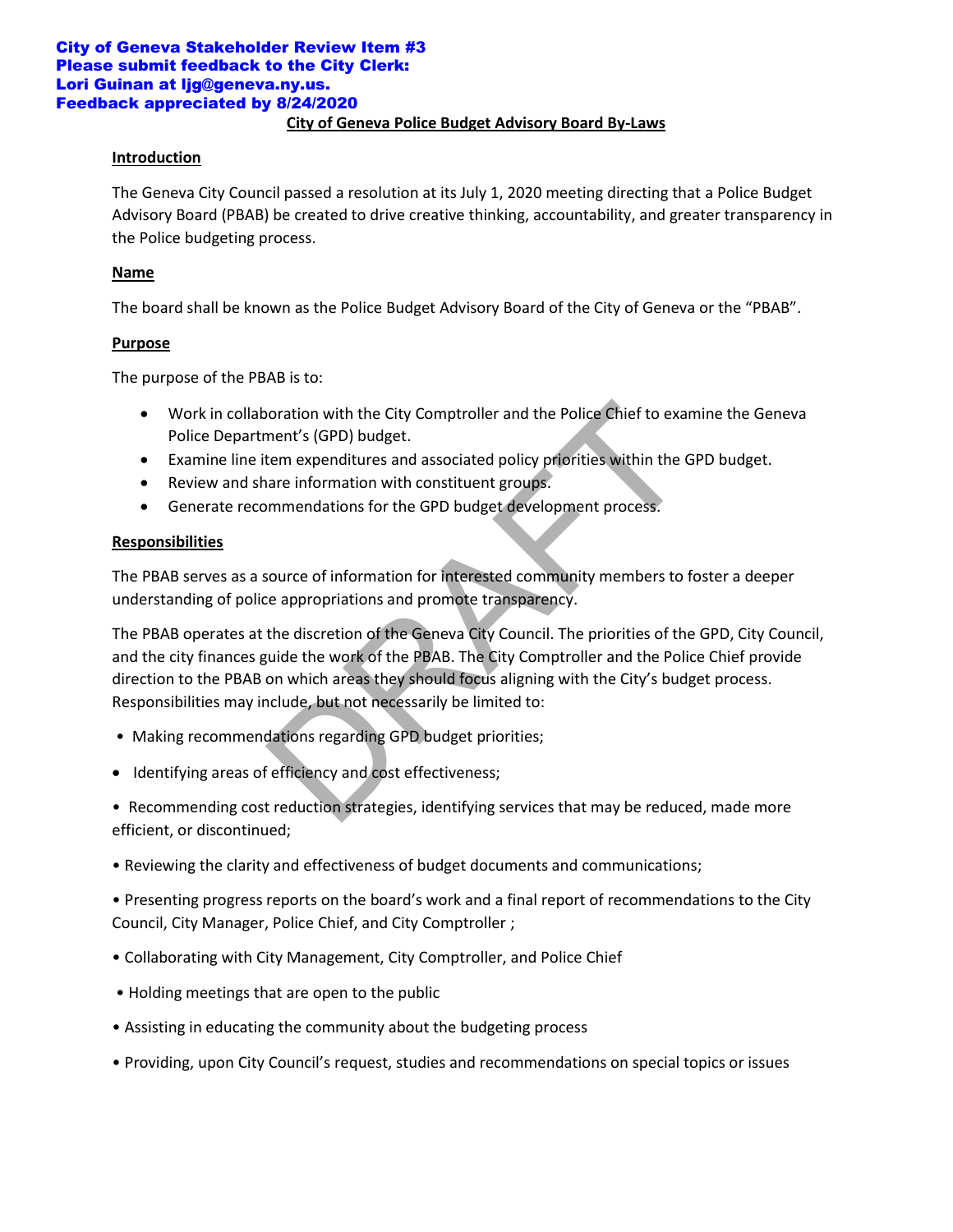**City of Geneva Stakeholder Review Item #3**
**Please submit feedback to the City Clerk:**
**Lori Guinan at ljg@geneva.ny.us.**
**Feedback appreciated by 8/24/2020**

# City of Geneva Police Budget Advisory Board By-Laws

## Introduction

The Geneva City Council passed a resolution at its July 1, 2020 meeting directing that a Police Budget Advisory Board (PBAB) be created to drive creative thinking, accountability, and greater transparency in the Police budgeting process.

## Name

The board shall be known as the Police Budget Advisory Board of the City of Geneva or the "PBAB".

## Purpose

The purpose of the PBAB is to:

- Work in collaboration with the City Comptroller and the Police Chief to examine the Geneva Police Department's (GPD) budget.
- Examine line item expenditures and associated policy priorities within the GPD budget.
- Review and share information with constituent groups.
- Generate recommendations for the GPD budget development process.

## Responsibilities

The PBAB serves as a source of information for interested community members to foster a deeper understanding of police appropriations and promote transparency.

The PBAB operates at the discretion of the Geneva City Council. The priorities of the GPD, City Council, and the city finances guide the work of the PBAB. The City Comptroller and the Police Chief provide direction to the PBAB on which areas they should focus aligning with the City's budget process. Responsibilities may include, but not necessarily be limited to:

- Making recommendations regarding GPD budget priorities;
- Identifying areas of efficiency and cost effectiveness;
- Recommending cost reduction strategies, identifying services that may be reduced, made more efficient, or discontinued;
- Reviewing the clarity and effectiveness of budget documents and communications;
- Presenting progress reports on the board's work and a final report of recommendations to the City Council, City Manager, Police Chief, and City Comptroller ;
- Collaborating with City Management, City Comptroller, and Police Chief
- Holding meetings that are open to the public
- Assisting in educating the community about the budgeting process
- Providing, upon City Council's request, studies and recommendations on special topics or issues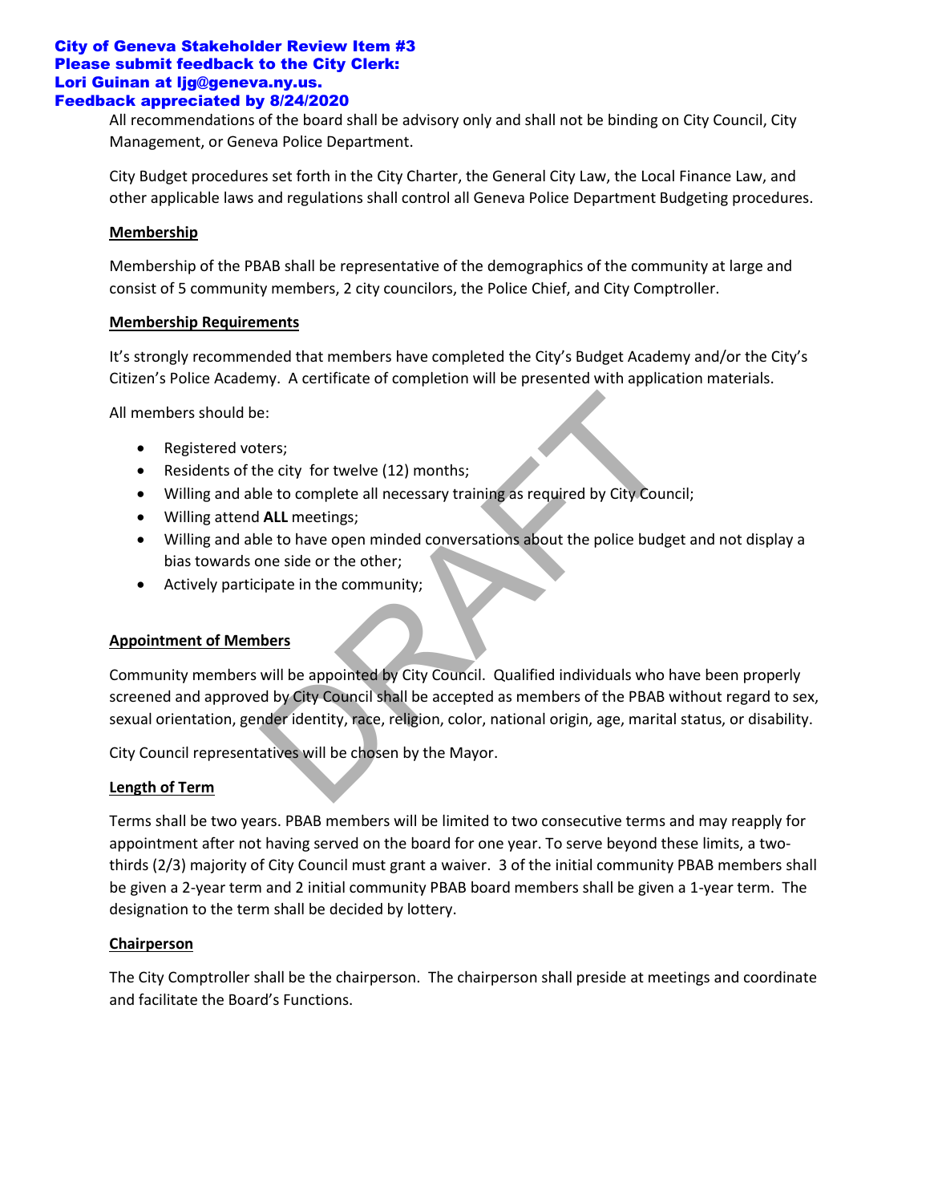**City of Geneva Stakeholder Review Item #3**
**Please submit feedback to the City Clerk:**
**Lori Guinan at ljg@geneva.ny.us.**
**Feedback appreciated by 8/24/2020**

All recommendations of the board shall be advisory only and shall not be binding on City Council, City Management, or Geneva Police Department.

City Budget procedures set forth in the City Charter, the General City Law, the Local Finance Law, and other applicable laws and regulations shall control all Geneva Police Department Budgeting procedures.

**Membership**

Membership of the PBAB shall be representative of the demographics of the community at large and consist of 5 community members, 2 city councilors, the Police Chief, and City Comptroller.

**Membership Requirements**

It's strongly recommended that members have completed the City's Budget Academy and/or the City's Citizen's Police Academy. A certificate of completion will be presented with application materials.

All members should be:

- Registered voters;
- Residents of the city for twelve (12) months;
- Willing and able to complete all necessary training as required by City Council;
- Willing attend **ALL** meetings;
- Willing and able to have open minded conversations about the police budget and not display a bias towards one side or the other;
- Actively participate in the community;

**Appointment of Members**

Community members will be appointed by City Council. Qualified individuals who have been properly screened and approved by City Council shall be accepted as members of the PBAB without regard to sex, sexual orientation, gender identity, race, religion, color, national origin, age, marital status, or disability.

City Council representatives will be chosen by the Mayor.

**Length of Term**

Terms shall be two years. PBAB members will be limited to two consecutive terms and may reapply for appointment after not having served on the board for one year. To serve beyond these limits, a two-thirds (2/3) majority of City Council must grant a waiver. 3 of the initial community PBAB members shall be given a 2-year term and 2 initial community PBAB board members shall be given a 1-year term. The designation to the term shall be decided by lottery.

**Chairperson**

The City Comptroller shall be the chairperson. The chairperson shall preside at meetings and coordinate and facilitate the Board's Functions.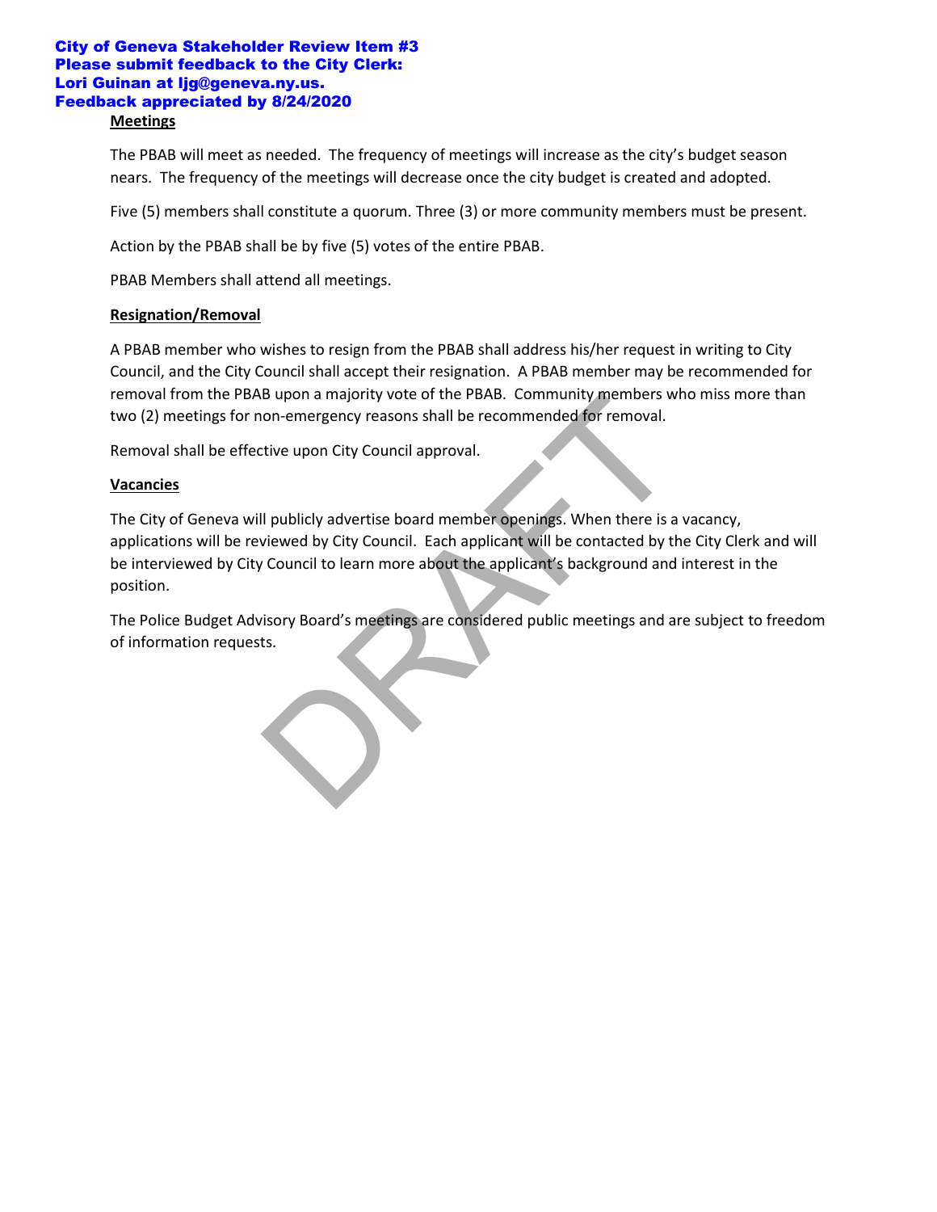**City of Geneva Stakeholder Review Item #3**
**Please submit feedback to the City Clerk:**
**Lori Guinan at ljg@geneva.ny.us.**
**Feedback appreciated by 8/24/2020**

## Meetings

The PBAB will meet as needed. The frequency of meetings will increase as the city's budget season nears. The frequency of the meetings will decrease once the city budget is created and adopted.

Five (5) members shall constitute a quorum. Three (3) or more community members must be present.

Action by the PBAB shall be by five (5) votes of the entire PBAB.

PBAB Members shall attend all meetings.

## Resignation/Removal

A PBAB member who wishes to resign from the PBAB shall address his/her request in writing to City Council, and the City Council shall accept their resignation. A PBAB member may be recommended for removal from the PBAB upon a majority vote of the PBAB. Community members who miss more than two (2) meetings for non-emergency reasons shall be recommended for removal.

Removal shall be effective upon City Council approval.

## Vacancies

The City of Geneva will publicly advertise board member openings. When there is a vacancy, applications will be reviewed by City Council. Each applicant will be contacted by the City Clerk and will be interviewed by City Council to learn more about the applicant's background and interest in the position.

The Police Budget Advisory Board's meetings are considered public meetings and are subject to freedom of information requests.